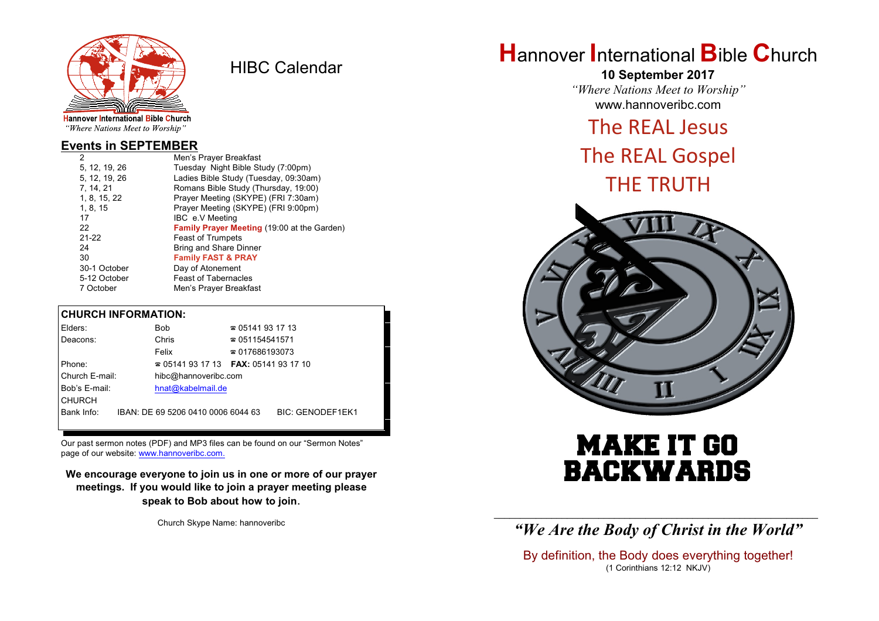Hannover International Bible Church
*"Where Nations Meet to Worship"*

# HIBC Calendar

## Events in SEPTEMBER

| | |
|---|---|
| 2 | Men's Prayer Breakfast |
| 5, 12, 19, 26 | Tuesday Night Bible Study (7:00pm) |
| 5, 12, 19, 26 | Ladies Bible Study (Tuesday, 09:30am) |
| 7, 14, 21 | Romans Bible Study (Thursday, 19:00) |
| 1, 8, 15, 22 | Prayer Meeting (SKYPE) (FRI 7:30am) |
| 1, 8, 15 | Prayer Meeting (SKYPE) (FRI 9:00pm) |
| 17 | IBC e.V Meeting |
| 22 | **Family Prayer Meeting** (19:00 at the Garden) |
| 21-22 | Feast of Trumpets |
| 24 | Bring and Share Dinner |
| 30 | **Family FAST & PRAY** |
| 30-1 October | Day of Atonement |
| 5-12 October | Feast of Tabernacles |
| 7 October | Men's Prayer Breakfast |

### CHURCH INFORMATION:

| | | | |
|---|---|---|---|
| Elders: | Bob | ☎ 05141 93 17 13 | |
| Deacons: | Chris | ☎ 051154541571 | |
| | Felix | ☎ 017686193073 | |
| Phone: | ☎ 05141 93 17 13 | **FAX:** 05141 93 17 10 | |
| Church E-mail: | hibc@hannoveribc.com | | |
| Bob's E-mail: | hnat@kabelmail.de | | |
| CHURCH Bank Info: | IBAN: DE 69 5206 0410 0006 6044 63 | | BIC: GENODEF1EK1 |

Our past sermon notes (PDF) and MP3 files can be found on our "Sermon Notes" page of our website: www.hannoveribc.com.

**We encourage everyone to join us in one or more of our prayer meetings. If you would like to join a prayer meeting please speak to Bob about how to join.**

Church Skype Name: hannoveribc

# Hannover International Bible Church

**10 September 2017**

*"Where Nations Meet to Worship"*

www.hannoveribc.com

## The REAL Jesus
## The REAL Gospel
## THE TRUTH

# MAKE IT GO BACKWARDS

*"We Are the Body of Christ in the World"*

By definition, the Body does everything together!
(1 Corinthians 12:12 NKJV)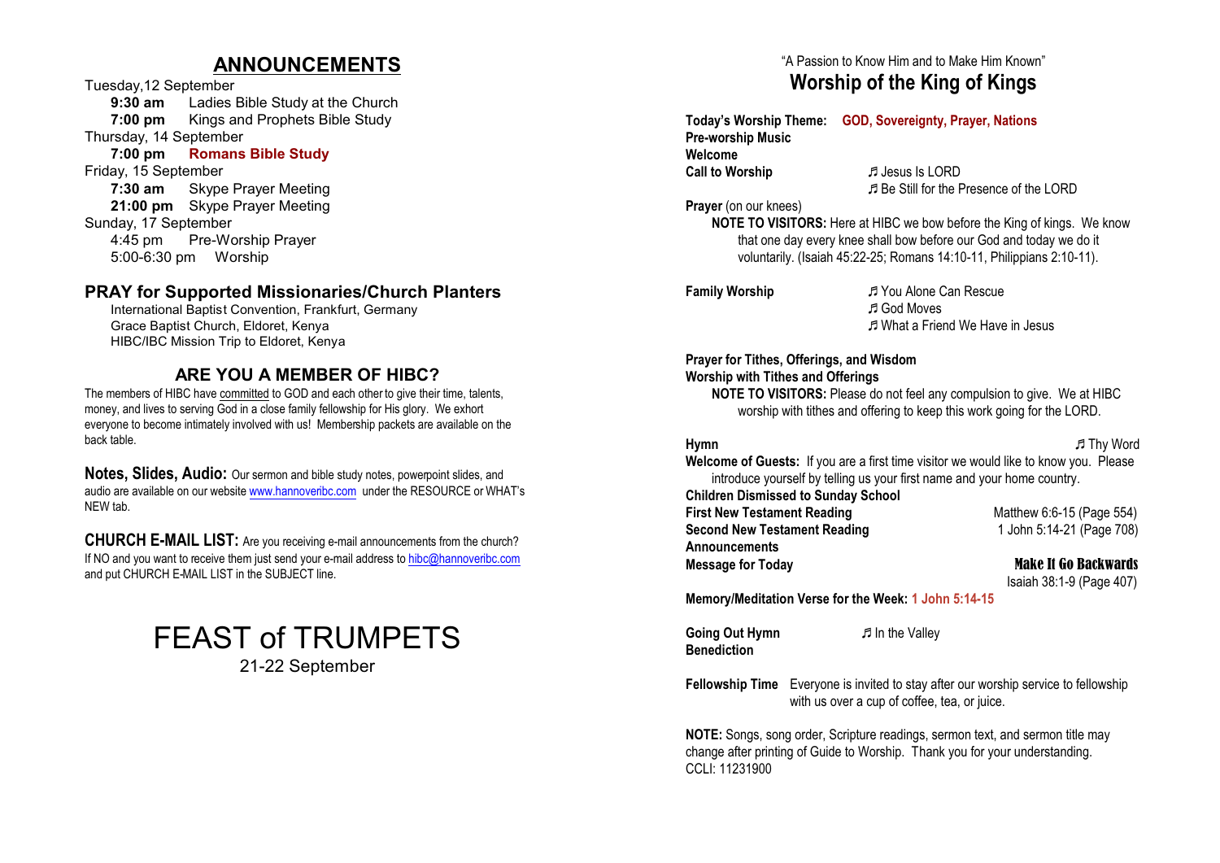## ANNOUNCEMENTS

Tuesday,12 September

**9:30 am** Ladies Bible Study at the Church

**7:00 pm** Kings and Prophets Bible Study

Thursday, 14 September

**7:00 pm** **Romans Bible Study**

Friday, 15 September

**7:30 am** Skype Prayer Meeting

**21:00 pm** Skype Prayer Meeting

Sunday, 17 September

4:45 pm Pre-Worship Prayer

5:00-6:30 pm Worship

### PRAY for Supported Missionaries/Church Planters

International Baptist Convention, Frankfurt, Germany
Grace Baptist Church, Eldoret, Kenya
HIBC/IBC Mission Trip to Eldoret, Kenya

### ARE YOU A MEMBER OF HIBC?

The members of HIBC have committed to GOD and each other to give their time, talents, money, and lives to serving God in a close family fellowship for His glory. We exhort everyone to become intimately involved with us! Membership packets are available on the back table.

**Notes, Slides, Audio:** Our sermon and bible study notes, powerpoint slides, and audio are available on our website www.hannoveribc.com under the RESOURCE or WHAT's NEW tab.

**CHURCH E-MAIL LIST:** Are you receiving e-mail announcements from the church? If NO and you want to receive them just send your e-mail address to hibc@hannoveribc.com and put CHURCH E-MAIL LIST in the SUBJECT line.

# FEAST of TRUMPETS

21-22 September

"A Passion to Know Him and to Make Him Known"

## Worship of the King of Kings

**Today's Worship Theme:** **GOD, Sovereignty, Prayer, Nations**

**Pre-worship Music**

**Welcome**

**Call to Worship** ♬ Jesus Is LORD
♬ Be Still for the Presence of the LORD

**Prayer** (on our knees)

**NOTE TO VISITORS:** Here at HIBC we bow before the King of kings. We know that one day every knee shall bow before our God and today we do it voluntarily. (Isaiah 45:22-25; Romans 14:10-11, Philippians 2:10-11).

**Family Worship** ♬ You Alone Can Rescue
♬ God Moves
♬ What a Friend We Have in Jesus

**Prayer for Tithes, Offerings, and Wisdom**

**Worship with Tithes and Offerings**

**NOTE TO VISITORS:** Please do not feel any compulsion to give. We at HIBC worship with tithes and offering to keep this work going for the LORD.

**Hymn** ♬ Thy Word

**Welcome of Guests:** If you are a first time visitor we would like to know you. Please introduce yourself by telling us your first name and your home country.

**Children Dismissed to Sunday School**

**First New Testament Reading** Matthew 6:6-15 (Page 554)

**Second New Testament Reading** 1 John 5:14-21 (Page 708)

**Announcements**

**Message for Today** **Make It Go Backwards**
Isaiah 38:1-9 (Page 407)

**Memory/Meditation Verse for the Week:** **1 John 5:14-15**

**Going Out Hymn** ♬ In the Valley

**Benediction**

**Fellowship Time** Everyone is invited to stay after our worship service to fellowship with us over a cup of coffee, tea, or juice.

**NOTE:** Songs, song order, Scripture readings, sermon text, and sermon title may change after printing of Guide to Worship. Thank you for your understanding.
CCLI: 11231900